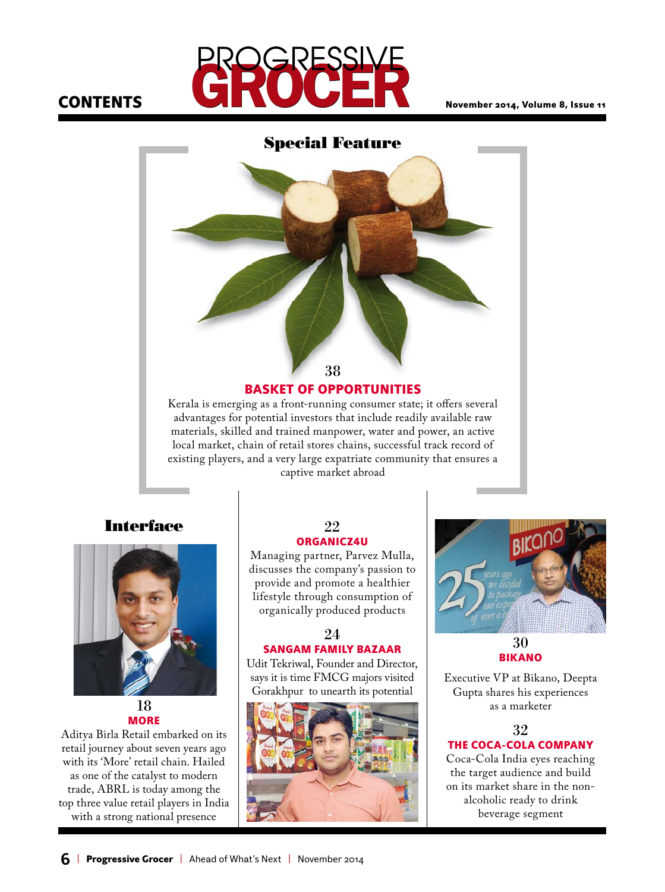# CONTENTS

# PROGRESSIVE GROCER

November 2014, Volume 8, Issue 11

## Special Feature

38

### BASKET OF OPPORTUNITIES

Kerala is emerging as a front-running consumer state; it offers several advantages for potential investors that include readily available raw materials, skilled and trained manpower, water and power, an active local market, chain of retail stores chains, successful track record of existing players, and a very large expatriate community that ensures a captive market abroad

## Interface

18

### MORE

Aditya Birla Retail embarked on its retail journey about seven years ago with its 'More' retail chain. Hailed as one of the catalyst to modern trade, ABRL is today among the top three value retail players in India with a strong national presence

22

### ORGANICZ4U

Managing partner, Parvez Mulla, discusses the company's passion to provide and promote a healthier lifestyle through consumption of organically produced products

24

### SANGAM FAMILY BAZAAR

Udit Tekriwal, Founder and Director, says it is time FMCG majors visited Gorakhpur to unearth its potential

30

### BIKANO

Executive VP at Bikano, Deepta Gupta shares his experiences as a marketer

32

### THE COCA-COLA COMPANY

Coca-Cola India eyes reaching the target audience and build on its market share in the non-alcoholic ready to drink beverage segment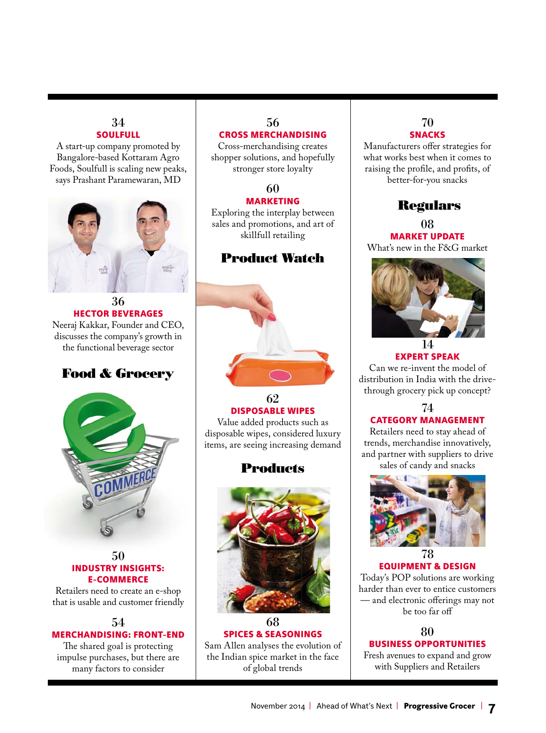34
**SOULFULL**
A start-up company promoted by Bangalore-based Kottaram Agro Foods, Soulfull is scaling new peaks, says Prashant Paramewaran, MD

36
**HECTOR BEVERAGES**
Neeraj Kakkar, Founder and CEO, discusses the company's growth in the functional beverage sector

## Food & Grocery

50
**INDUSTRY INSIGHTS: E-COMMERCE**
Retailers need to create an e-shop that is usable and customer friendly

54
**MERCHANDISING: FRONT-END**
The shared goal is protecting impulse purchases, but there are many factors to consider

56
**CROSS MERCHANDISING**
Cross-merchandising creates shopper solutions, and hopefully stronger store loyalty

60
**MARKETING**
Exploring the interplay between sales and promotions, and art of skillfull retailing

## Product Watch

62
**DISPOSABLE WIPES**
Value added products such as disposable wipes, considered luxury items, are seeing increasing demand

## Products

68
**SPICES & SEASONINGS**
Sam Allen analyses the evolution of the Indian spice market in the face of global trends

70
**SNACKS**
Manufacturers offer strategies for what works best when it comes to raising the profile, and profits, of better-for-you snacks

## Regulars

08
**MARKET UPDATE**
What's new in the F&G market

14
**EXPERT SPEAK**
Can we re-invent the model of distribution in India with the drive-through grocery pick up concept?

74
**CATEGORY MANAGEMENT**
Retailers need to stay ahead of trends, merchandise innovatively, and partner with suppliers to drive sales of candy and snacks

78
**EQUIPMENT & DESIGN**
Today's POP solutions are working harder than ever to entice customers — and electronic offerings may not be too far off

80
**BUSINESS OPPORTUNITIES**
Fresh avenues to expand and grow with Suppliers and Retailers